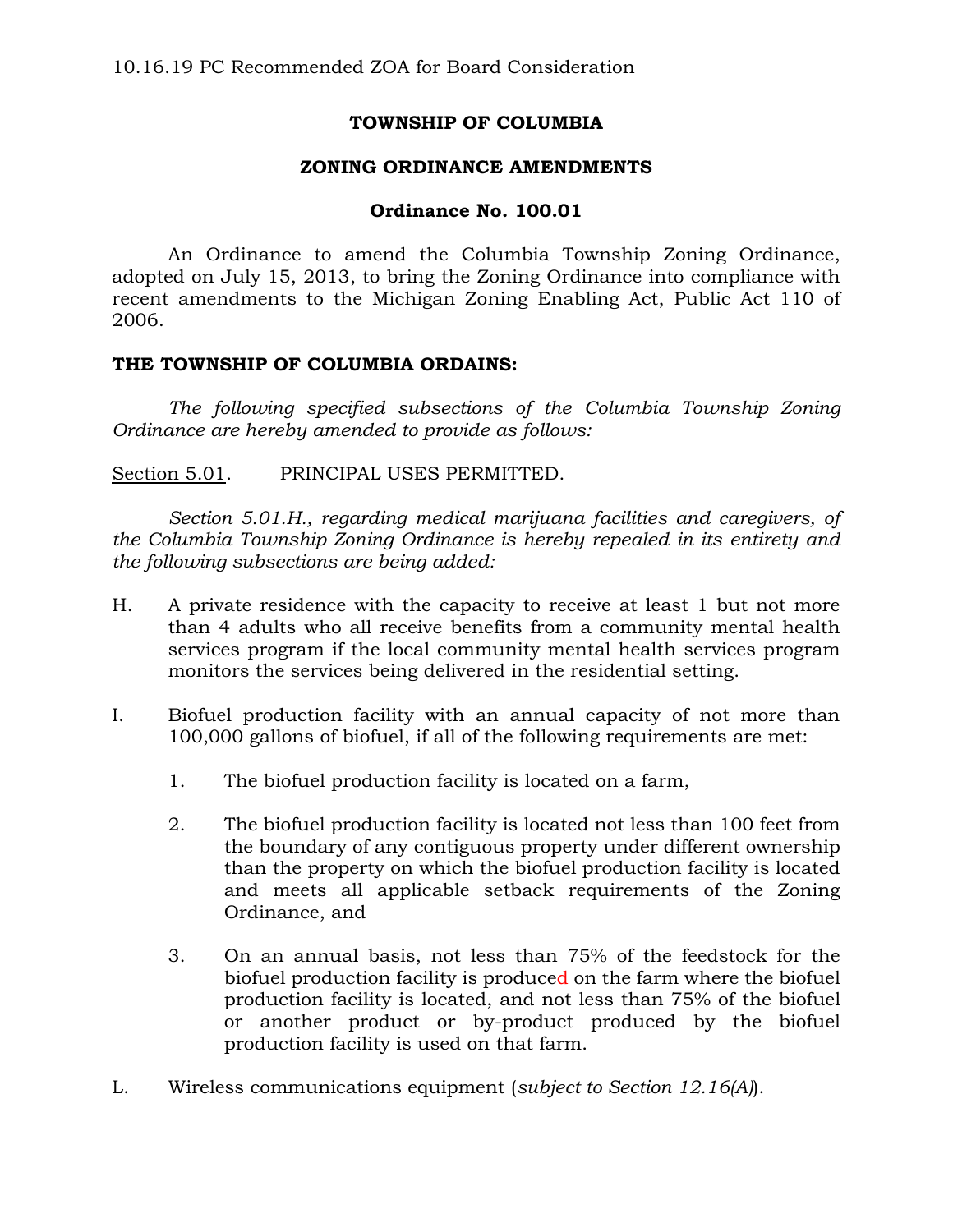10.16.19 PC Recommended ZOA for Board Consideration

# TOWNSHIP OF COLUMBIA

## ZONING ORDINANCE AMENDMENTS

### Ordinance No. 100.01

An Ordinance to amend the Columbia Township Zoning Ordinance, adopted on July 15, 2013, to bring the Zoning Ordinance into compliance with recent amendments to the Michigan Zoning Enabling Act, Public Act 110 of 2006.

**THE TOWNSHIP OF COLUMBIA ORDAINS:**

*The following specified subsections of the Columbia Township Zoning Ordinance are hereby amended to provide as follows:*

Section 5.01. PRINCIPAL USES PERMITTED.

*Section 5.01.H., regarding medical marijuana facilities and caregivers, of the Columbia Township Zoning Ordinance is hereby repealed in its entirety and the following subsections are being added:*

H. A private residence with the capacity to receive at least 1 but not more than 4 adults who all receive benefits from a community mental health services program if the local community mental health services program monitors the services being delivered in the residential setting.

I. Biofuel production facility with an annual capacity of not more than 100,000 gallons of biofuel, if all of the following requirements are met:

   1. The biofuel production facility is located on a farm,

   2. The biofuel production facility is located not less than 100 feet from the boundary of any contiguous property under different ownership than the property on which the biofuel production facility is located and meets all applicable setback requirements of the Zoning Ordinance, and

   3. On an annual basis, not less than 75% of the feedstock for the biofuel production facility is produced on the farm where the biofuel production facility is located, and not less than 75% of the biofuel or another product or by-product produced by the biofuel production facility is used on that farm.

L. Wireless communications equipment (*subject to Section 12.16(A)*).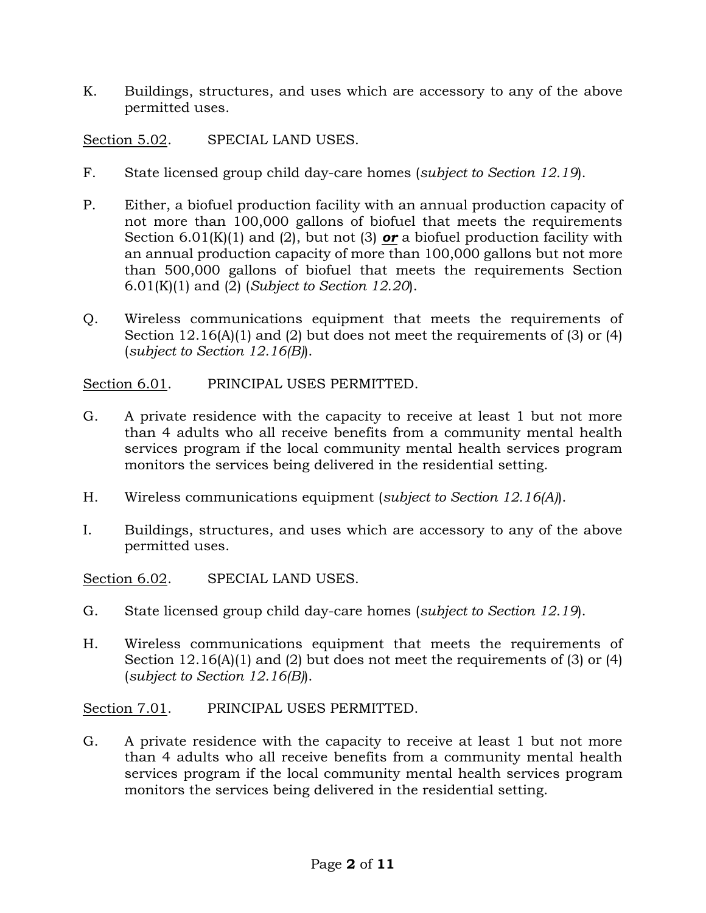K. Buildings, structures, and uses which are accessory to any of the above permitted uses.

<u>Section 5.02</u>. SPECIAL LAND USES.

F. State licensed group child day-care homes (*subject to Section 12.19*).

P. Either, a biofuel production facility with an annual production capacity of not more than 100,000 gallons of biofuel that meets the requirements Section 6.01(K)(1) and (2), but not (3) ***<u>or</u>*** a biofuel production facility with an annual production capacity of more than 100,000 gallons but not more than 500,000 gallons of biofuel that meets the requirements Section 6.01(K)(1) and (2) (*Subject to Section 12.20*).

Q. Wireless communications equipment that meets the requirements of Section 12.16(A)(1) and (2) but does not meet the requirements of (3) or (4) (*subject to Section 12.16(B)*).

<u>Section 6.01</u>. PRINCIPAL USES PERMITTED.

G. A private residence with the capacity to receive at least 1 but not more than 4 adults who all receive benefits from a community mental health services program if the local community mental health services program monitors the services being delivered in the residential setting.

H. Wireless communications equipment (*subject to Section 12.16(A)*).

I. Buildings, structures, and uses which are accessory to any of the above permitted uses.

<u>Section 6.02</u>. SPECIAL LAND USES.

G. State licensed group child day-care homes (*subject to Section 12.19*).

H. Wireless communications equipment that meets the requirements of Section 12.16(A)(1) and (2) but does not meet the requirements of (3) or (4) (*subject to Section 12.16(B)*).

<u>Section 7.01</u>. PRINCIPAL USES PERMITTED.

G. A private residence with the capacity to receive at least 1 but not more than 4 adults who all receive benefits from a community mental health services program if the local community mental health services program monitors the services being delivered in the residential setting.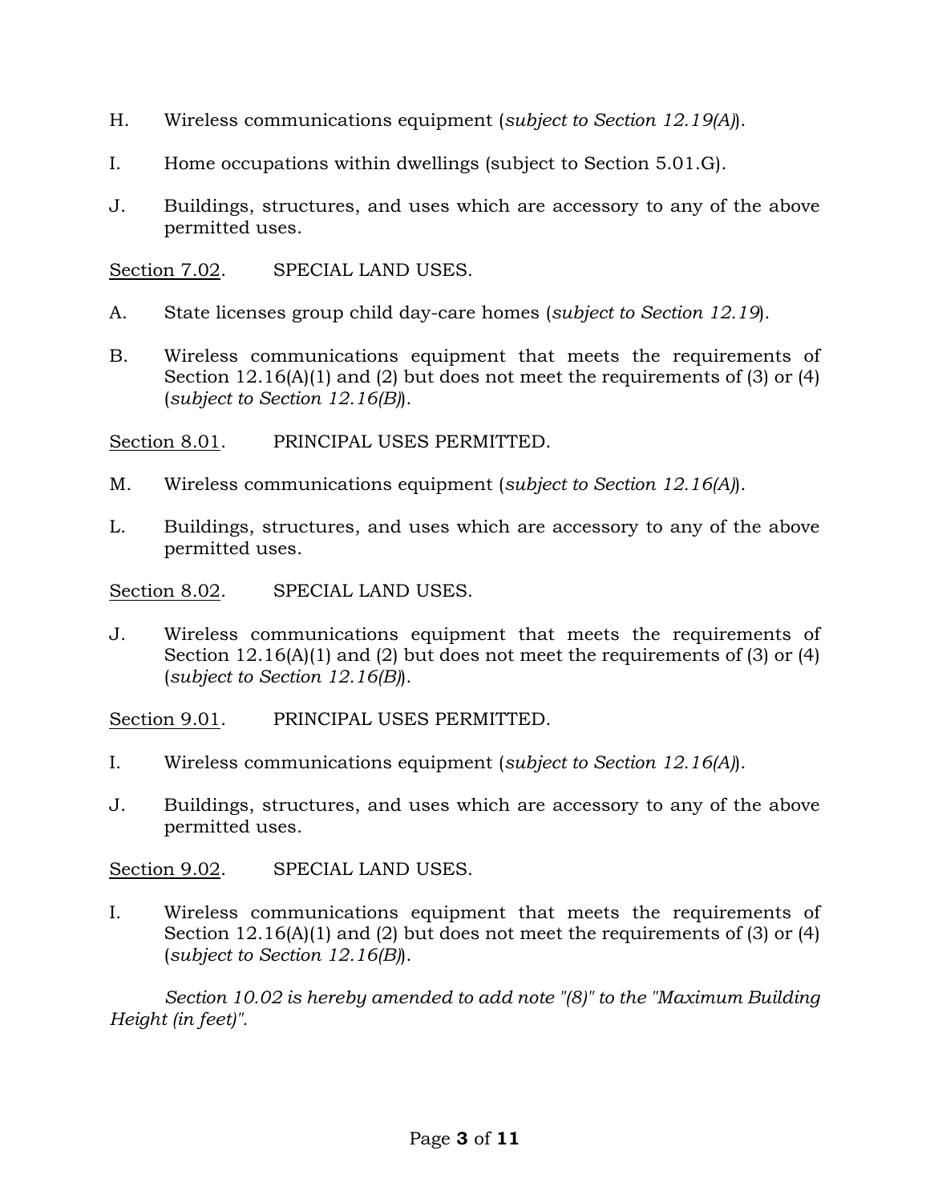H. Wireless communications equipment (*subject to Section 12.19(A)*).

I. Home occupations within dwellings (subject to Section 5.01.G).

J. Buildings, structures, and uses which are accessory to any of the above permitted uses.

<u>Section 7.02</u>. SPECIAL LAND USES.

A. State licenses group child day-care homes (*subject to Section 12.19*).

B. Wireless communications equipment that meets the requirements of Section 12.16(A)(1) and (2) but does not meet the requirements of (3) or (4) (*subject to Section 12.16(B)*).

<u>Section 8.01</u>. PRINCIPAL USES PERMITTED.

M. Wireless communications equipment (*subject to Section 12.16(A)*).

L. Buildings, structures, and uses which are accessory to any of the above permitted uses.

<u>Section 8.02</u>. SPECIAL LAND USES.

J. Wireless communications equipment that meets the requirements of Section 12.16(A)(1) and (2) but does not meet the requirements of (3) or (4) (*subject to Section 12.16(B)*).

<u>Section 9.01</u>. PRINCIPAL USES PERMITTED.

I. Wireless communications equipment (*subject to Section 12.16(A)*).

J. Buildings, structures, and uses which are accessory to any of the above permitted uses.

<u>Section 9.02</u>. SPECIAL LAND USES.

I. Wireless communications equipment that meets the requirements of Section 12.16(A)(1) and (2) but does not meet the requirements of (3) or (4) (*subject to Section 12.16(B)*).

*Section 10.02 is hereby amended to add note "(8)" to the "Maximum Building Height (in feet)".*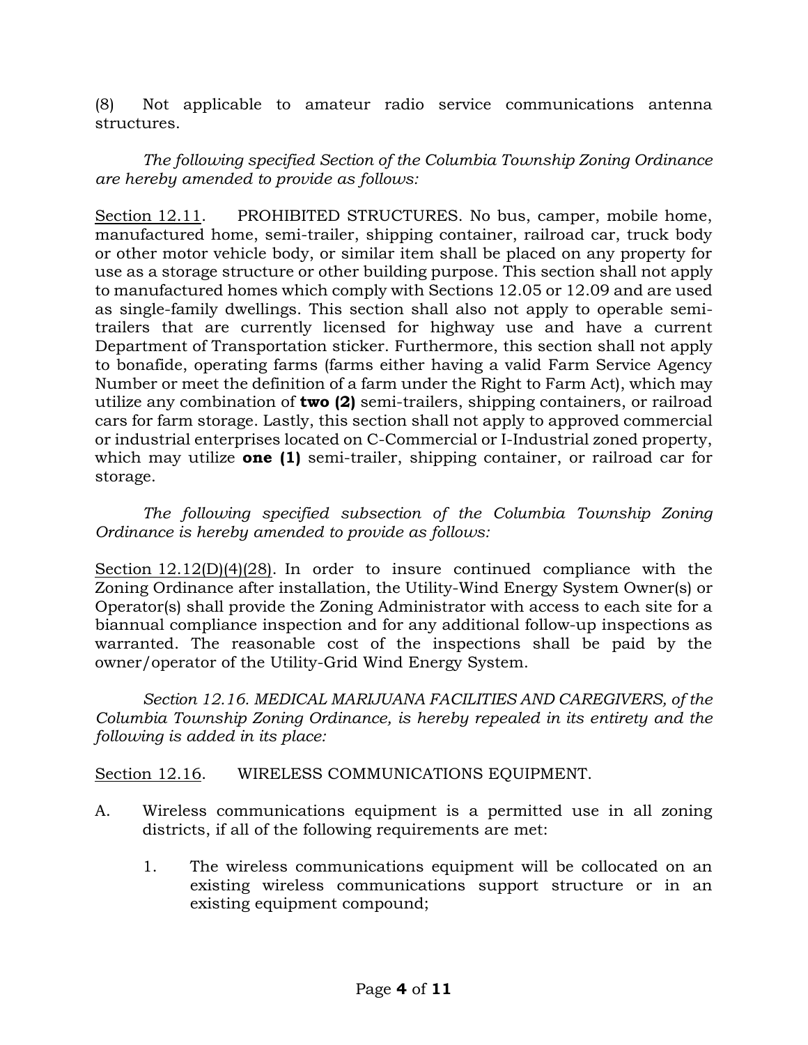(8) Not applicable to amateur radio service communications antenna structures.

*The following specified Section of the Columbia Township Zoning Ordinance are hereby amended to provide as follows:*

<u>Section 12.11</u>. PROHIBITED STRUCTURES. No bus, camper, mobile home, manufactured home, semi-trailer, shipping container, railroad car, truck body or other motor vehicle body, or similar item shall be placed on any property for use as a storage structure or other building purpose. This section shall not apply to manufactured homes which comply with Sections 12.05 or 12.09 and are used as single-family dwellings. This section shall also not apply to operable semi-trailers that are currently licensed for highway use and have a current Department of Transportation sticker. Furthermore, this section shall not apply to bonafide, operating farms (farms either having a valid Farm Service Agency Number or meet the definition of a farm under the Right to Farm Act), which may utilize any combination of **two (2)** semi-trailers, shipping containers, or railroad cars for farm storage. Lastly, this section shall not apply to approved commercial or industrial enterprises located on C-Commercial or I-Industrial zoned property, which may utilize **one (1)** semi-trailer, shipping container, or railroad car for storage.

*The following specified subsection of the Columbia Township Zoning Ordinance is hereby amended to provide as follows:*

<u>Section 12.12(D)(4)(28)</u>. In order to insure continued compliance with the Zoning Ordinance after installation, the Utility-Wind Energy System Owner(s) or Operator(s) shall provide the Zoning Administrator with access to each site for a biannual compliance inspection and for any additional follow-up inspections as warranted. The reasonable cost of the inspections shall be paid by the owner/operator of the Utility-Grid Wind Energy System.

*Section 12.16. MEDICAL MARIJUANA FACILITIES AND CAREGIVERS, of the Columbia Township Zoning Ordinance, is hereby repealed in its entirety and the following is added in its place:*

<u>Section 12.16</u>. WIRELESS COMMUNICATIONS EQUIPMENT.

A. Wireless communications equipment is a permitted use in all zoning districts, if all of the following requirements are met:

    1. The wireless communications equipment will be collocated on an existing wireless communications support structure or in an existing equipment compound;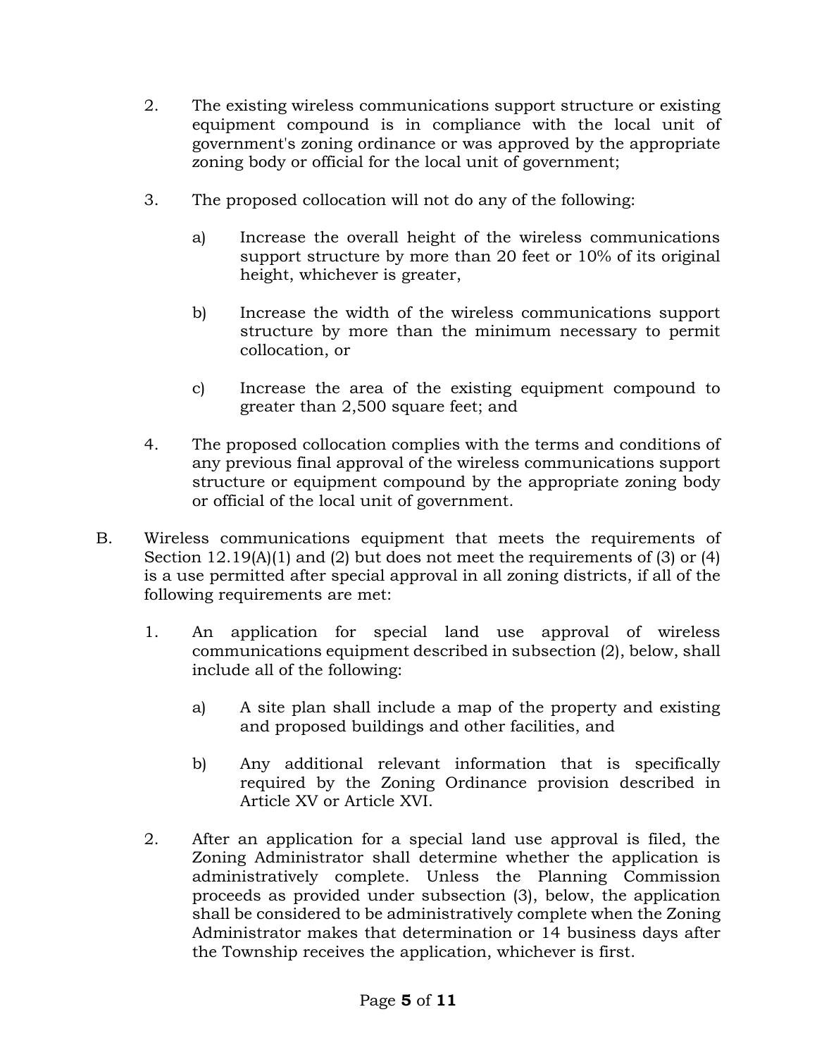2. The existing wireless communications support structure or existing equipment compound is in compliance with the local unit of government's zoning ordinance or was approved by the appropriate zoning body or official for the local unit of government;

3. The proposed collocation will not do any of the following:

   a) Increase the overall height of the wireless communications support structure by more than 20 feet or 10% of its original height, whichever is greater,

   b) Increase the width of the wireless communications support structure by more than the minimum necessary to permit collocation, or

   c) Increase the area of the existing equipment compound to greater than 2,500 square feet; and

4. The proposed collocation complies with the terms and conditions of any previous final approval of the wireless communications support structure or equipment compound by the appropriate zoning body or official of the local unit of government.

B. Wireless communications equipment that meets the requirements of Section 12.19(A)(1) and (2) but does not meet the requirements of (3) or (4) is a use permitted after special approval in all zoning districts, if all of the following requirements are met:

1. An application for special land use approval of wireless communications equipment described in subsection (2), below, shall include all of the following:

   a) A site plan shall include a map of the property and existing and proposed buildings and other facilities, and

   b) Any additional relevant information that is specifically required by the Zoning Ordinance provision described in Article XV or Article XVI.

2. After an application for a special land use approval is filed, the Zoning Administrator shall determine whether the application is administratively complete. Unless the Planning Commission proceeds as provided under subsection (3), below, the application shall be considered to be administratively complete when the Zoning Administrator makes that determination or 14 business days after the Township receives the application, whichever is first.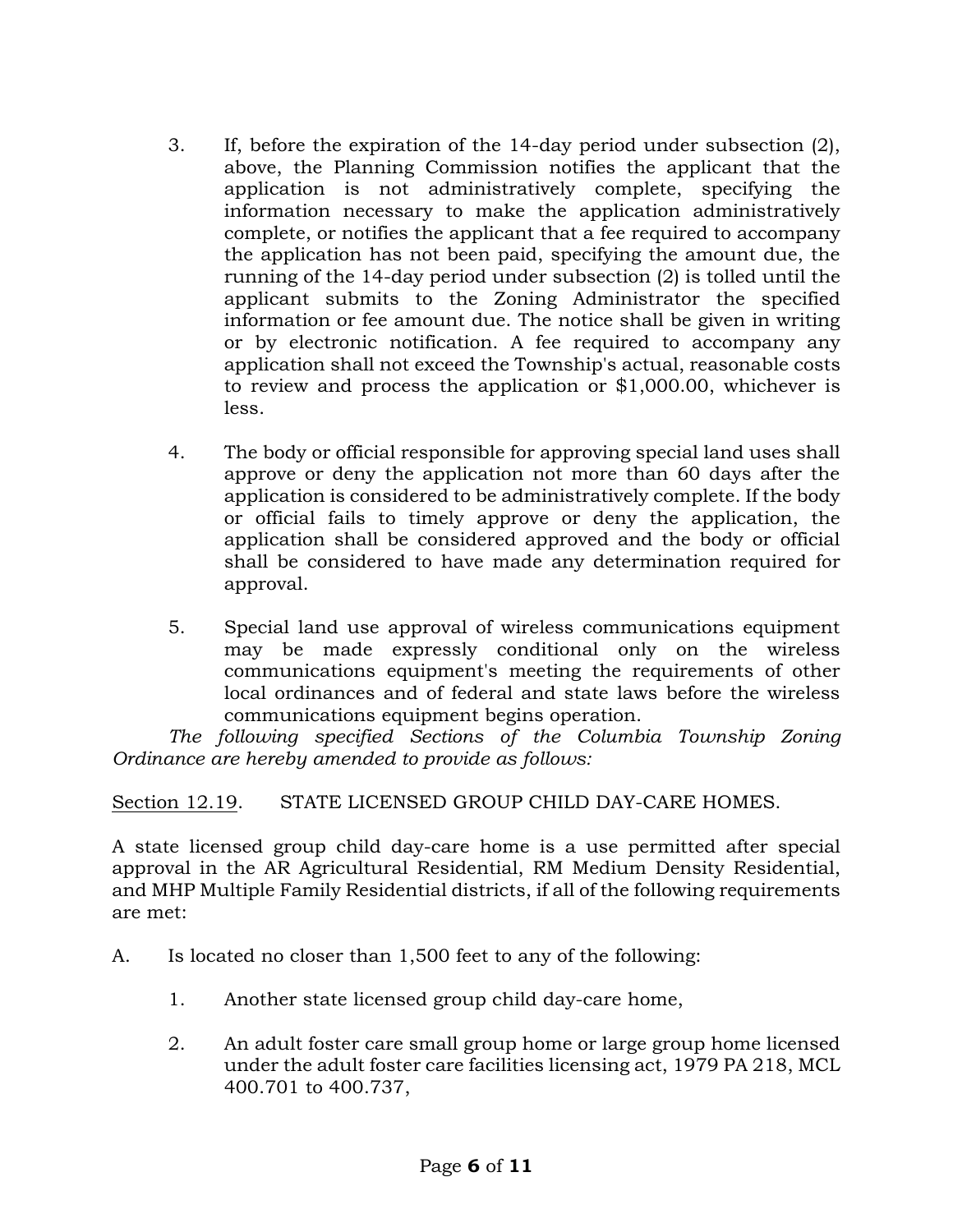3. If, before the expiration of the 14-day period under subsection (2), above, the Planning Commission notifies the applicant that the application is not administratively complete, specifying the information necessary to make the application administratively complete, or notifies the applicant that a fee required to accompany the application has not been paid, specifying the amount due, the running of the 14-day period under subsection (2) is tolled until the applicant submits to the Zoning Administrator the specified information or fee amount due. The notice shall be given in writing or by electronic notification. A fee required to accompany any application shall not exceed the Township's actual, reasonable costs to review and process the application or $1,000.00, whichever is less.

4. The body or official responsible for approving special land uses shall approve or deny the application not more than 60 days after the application is considered to be administratively complete. If the body or official fails to timely approve or deny the application, the application shall be considered approved and the body or official shall be considered to have made any determination required for approval.

5. Special land use approval of wireless communications equipment may be made expressly conditional only on the wireless communications equipment's meeting the requirements of other local ordinances and of federal and state laws before the wireless communications equipment begins operation.

*The following specified Sections of the Columbia Township Zoning Ordinance are hereby amended to provide as follows:*

<u>Section 12.19</u>. STATE LICENSED GROUP CHILD DAY-CARE HOMES.

A state licensed group child day-care home is a use permitted after special approval in the AR Agricultural Residential, RM Medium Density Residential, and MHP Multiple Family Residential districts, if all of the following requirements are met:

A. Is located no closer than 1,500 feet to any of the following:

   1. Another state licensed group child day-care home,

   2. An adult foster care small group home or large group home licensed under the adult foster care facilities licensing act, 1979 PA 218, MCL 400.701 to 400.737,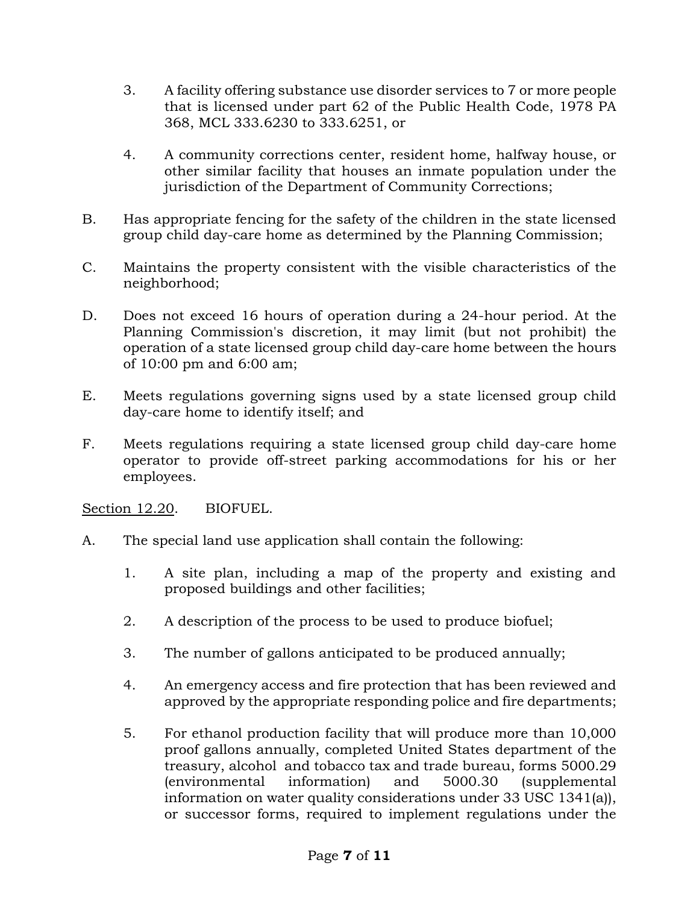3. A facility offering substance use disorder services to 7 or more people that is licensed under part 62 of the Public Health Code, 1978 PA 368, MCL 333.6230 to 333.6251, or

4. A community corrections center, resident home, halfway house, or other similar facility that houses an inmate population under the jurisdiction of the Department of Community Corrections;

B. Has appropriate fencing for the safety of the children in the state licensed group child day-care home as determined by the Planning Commission;

C. Maintains the property consistent with the visible characteristics of the neighborhood;

D. Does not exceed 16 hours of operation during a 24-hour period. At the Planning Commission's discretion, it may limit (but not prohibit) the operation of a state licensed group child day-care home between the hours of 10:00 pm and 6:00 am;

E. Meets regulations governing signs used by a state licensed group child day-care home to identify itself; and

F. Meets regulations requiring a state licensed group child day-care home operator to provide off-street parking accommodations for his or her employees.

<u>Section 12.20</u>. BIOFUEL.

A. The special land use application shall contain the following:

1. A site plan, including a map of the property and existing and proposed buildings and other facilities;

2. A description of the process to be used to produce biofuel;

3. The number of gallons anticipated to be produced annually;

4. An emergency access and fire protection that has been reviewed and approved by the appropriate responding police and fire departments;

5. For ethanol production facility that will produce more than 10,000 proof gallons annually, completed United States department of the treasury, alcohol and tobacco tax and trade bureau, forms 5000.29 (environmental information) and 5000.30 (supplemental information on water quality considerations under 33 USC 1341(a)), or successor forms, required to implement regulations under the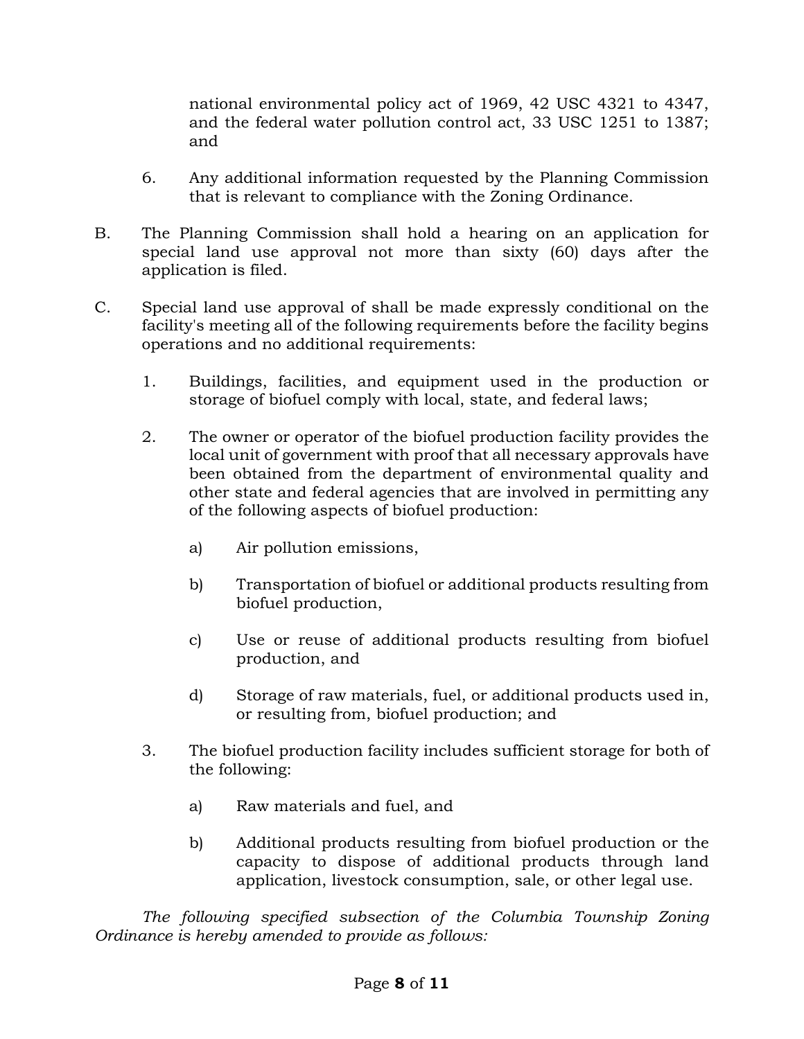national environmental policy act of 1969, 42 USC 4321 to 4347, and the federal water pollution control act, 33 USC 1251 to 1387; and

6. Any additional information requested by the Planning Commission that is relevant to compliance with the Zoning Ordinance.

B. The Planning Commission shall hold a hearing on an application for special land use approval not more than sixty (60) days after the application is filed.

C. Special land use approval of shall be made expressly conditional on the facility's meeting all of the following requirements before the facility begins operations and no additional requirements:

   1. Buildings, facilities, and equipment used in the production or storage of biofuel comply with local, state, and federal laws;

   2. The owner or operator of the biofuel production facility provides the local unit of government with proof that all necessary approvals have been obtained from the department of environmental quality and other state and federal agencies that are involved in permitting any of the following aspects of biofuel production:

      a) Air pollution emissions,

      b) Transportation of biofuel or additional products resulting from biofuel production,

      c) Use or reuse of additional products resulting from biofuel production, and

      d) Storage of raw materials, fuel, or additional products used in, or resulting from, biofuel production; and

   3. The biofuel production facility includes sufficient storage for both of the following:

      a) Raw materials and fuel, and

      b) Additional products resulting from biofuel production or the capacity to dispose of additional products through land application, livestock consumption, sale, or other legal use.

*The following specified subsection of the Columbia Township Zoning Ordinance is hereby amended to provide as follows:*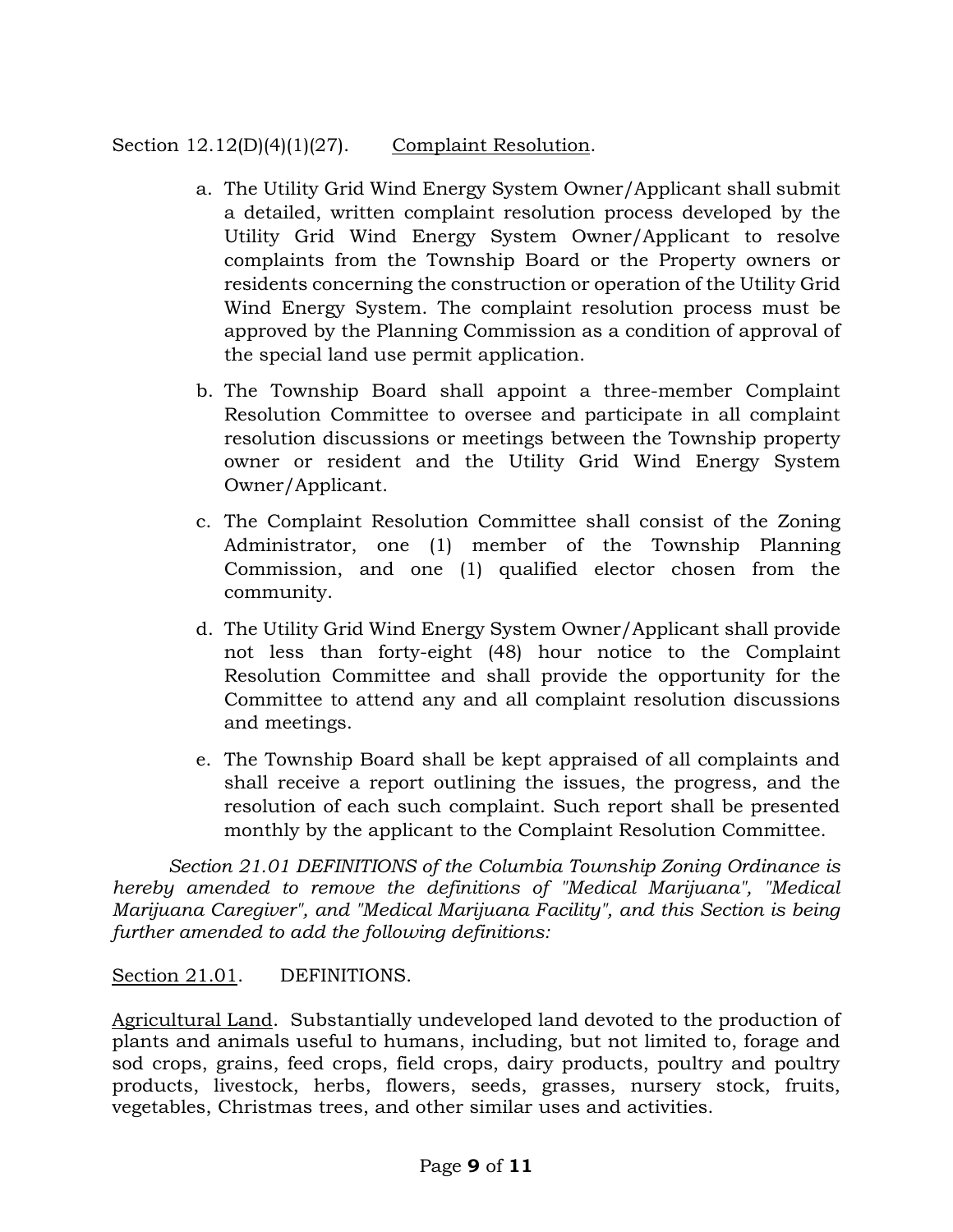Section 12.12(D)(4)(1)(27). <u>Complaint Resolution</u>.

a. The Utility Grid Wind Energy System Owner/Applicant shall submit a detailed, written complaint resolution process developed by the Utility Grid Wind Energy System Owner/Applicant to resolve complaints from the Township Board or the Property owners or residents concerning the construction or operation of the Utility Grid Wind Energy System. The complaint resolution process must be approved by the Planning Commission as a condition of approval of the special land use permit application.

b. The Township Board shall appoint a three-member Complaint Resolution Committee to oversee and participate in all complaint resolution discussions or meetings between the Township property owner or resident and the Utility Grid Wind Energy System Owner/Applicant.

c. The Complaint Resolution Committee shall consist of the Zoning Administrator, one (1) member of the Township Planning Commission, and one (1) qualified elector chosen from the community.

d. The Utility Grid Wind Energy System Owner/Applicant shall provide not less than forty-eight (48) hour notice to the Complaint Resolution Committee and shall provide the opportunity for the Committee to attend any and all complaint resolution discussions and meetings.

e. The Township Board shall be kept appraised of all complaints and shall receive a report outlining the issues, the progress, and the resolution of each such complaint. Such report shall be presented monthly by the applicant to the Complaint Resolution Committee.

*Section 21.01 DEFINITIONS of the Columbia Township Zoning Ordinance is hereby amended to remove the definitions of "Medical Marijuana", "Medical Marijuana Caregiver", and "Medical Marijuana Facility", and this Section is being further amended to add the following definitions:*

<u>Section 21.01</u>. DEFINITIONS.

<u>Agricultural Land</u>. Substantially undeveloped land devoted to the production of plants and animals useful to humans, including, but not limited to, forage and sod crops, grains, feed crops, field crops, dairy products, poultry and poultry products, livestock, herbs, flowers, seeds, grasses, nursery stock, fruits, vegetables, Christmas trees, and other similar uses and activities.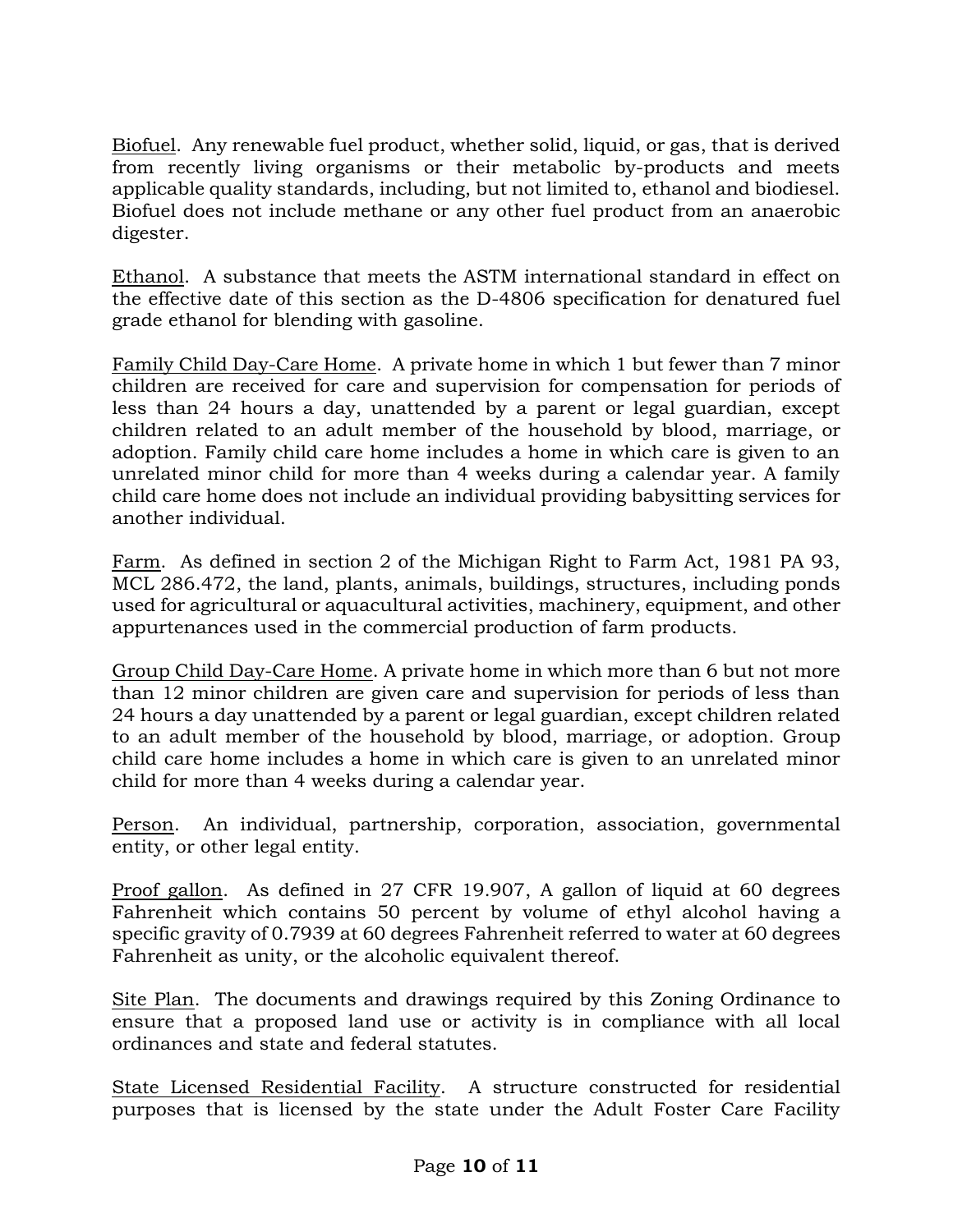Biofuel. Any renewable fuel product, whether solid, liquid, or gas, that is derived from recently living organisms or their metabolic by-products and meets applicable quality standards, including, but not limited to, ethanol and biodiesel. Biofuel does not include methane or any other fuel product from an anaerobic digester.

Ethanol. A substance that meets the ASTM international standard in effect on the effective date of this section as the D-4806 specification for denatured fuel grade ethanol for blending with gasoline.

Family Child Day-Care Home. A private home in which 1 but fewer than 7 minor children are received for care and supervision for compensation for periods of less than 24 hours a day, unattended by a parent or legal guardian, except children related to an adult member of the household by blood, marriage, or adoption. Family child care home includes a home in which care is given to an unrelated minor child for more than 4 weeks during a calendar year. A family child care home does not include an individual providing babysitting services for another individual.

Farm. As defined in section 2 of the Michigan Right to Farm Act, 1981 PA 93, MCL 286.472, the land, plants, animals, buildings, structures, including ponds used for agricultural or aquacultural activities, machinery, equipment, and other appurtenances used in the commercial production of farm products.

Group Child Day-Care Home. A private home in which more than 6 but not more than 12 minor children are given care and supervision for periods of less than 24 hours a day unattended by a parent or legal guardian, except children related to an adult member of the household by blood, marriage, or adoption. Group child care home includes a home in which care is given to an unrelated minor child for more than 4 weeks during a calendar year.

Person. An individual, partnership, corporation, association, governmental entity, or other legal entity.

Proof gallon. As defined in 27 CFR 19.907, A gallon of liquid at 60 degrees Fahrenheit which contains 50 percent by volume of ethyl alcohol having a specific gravity of 0.7939 at 60 degrees Fahrenheit referred to water at 60 degrees Fahrenheit as unity, or the alcoholic equivalent thereof.

Site Plan. The documents and drawings required by this Zoning Ordinance to ensure that a proposed land use or activity is in compliance with all local ordinances and state and federal statutes.

State Licensed Residential Facility. A structure constructed for residential purposes that is licensed by the state under the Adult Foster Care Facility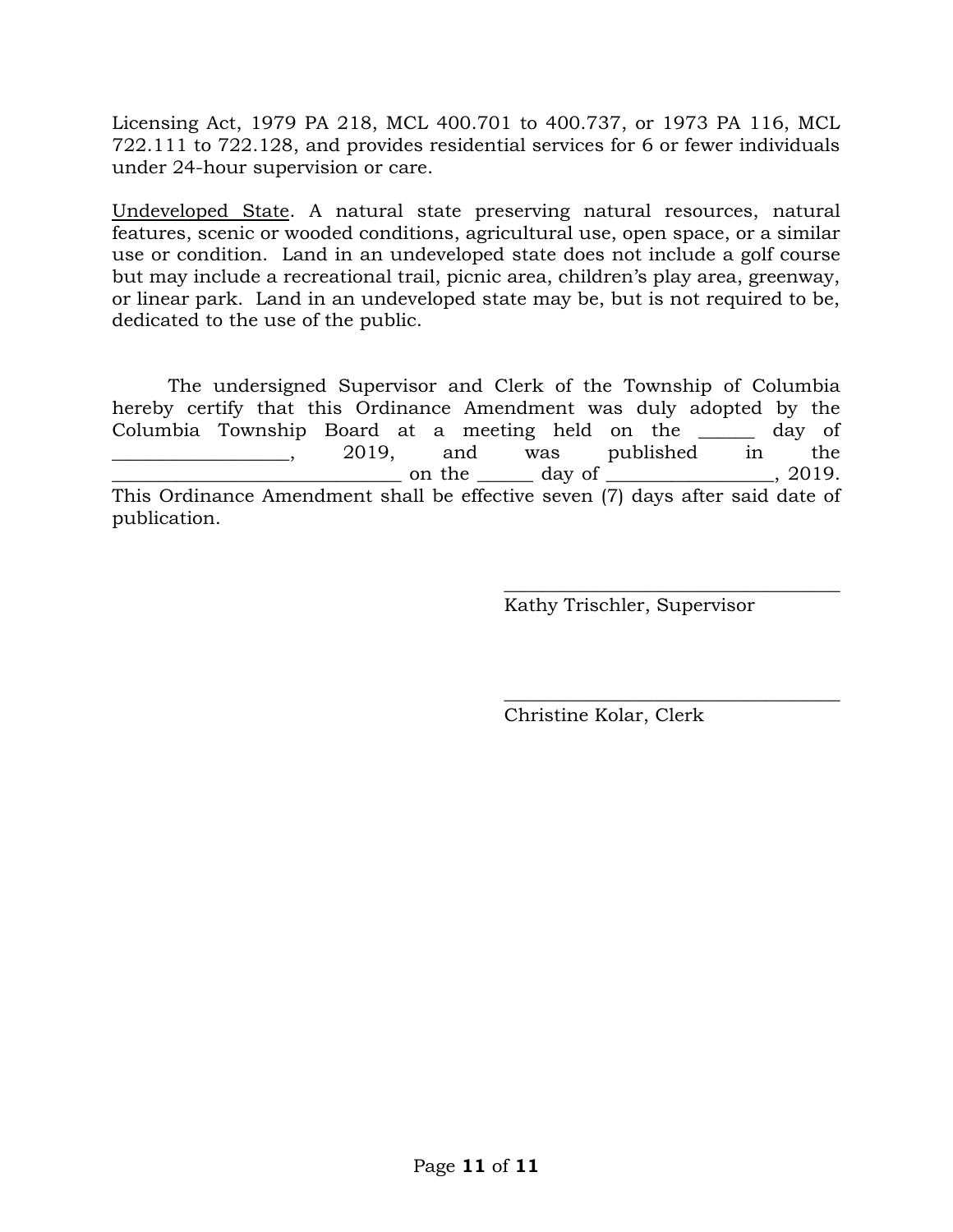Licensing Act, 1979 PA 218, MCL 400.701 to 400.737, or 1973 PA 116, MCL 722.111 to 722.128, and provides residential services for 6 or fewer individuals under 24-hour supervision or care.

<u>Undeveloped State</u>. A natural state preserving natural resources, natural features, scenic or wooded conditions, agricultural use, open space, or a similar use or condition. Land in an undeveloped state does not include a golf course but may include a recreational trail, picnic area, children's play area, greenway, or linear park. Land in an undeveloped state may be, but is not required to be, dedicated to the use of the public.

The undersigned Supervisor and Clerk of the Township of Columbia hereby certify that this Ordinance Amendment was duly adopted by the Columbia Township Board at a meeting held on the ______ day of __________________, 2019, and was published in the ______________________________ on the ______ day of _________________, 2019. This Ordinance Amendment shall be effective seven (7) days after said date of publication.

____________________________________
Kathy Trischler, Supervisor

____________________________________
Christine Kolar, Clerk